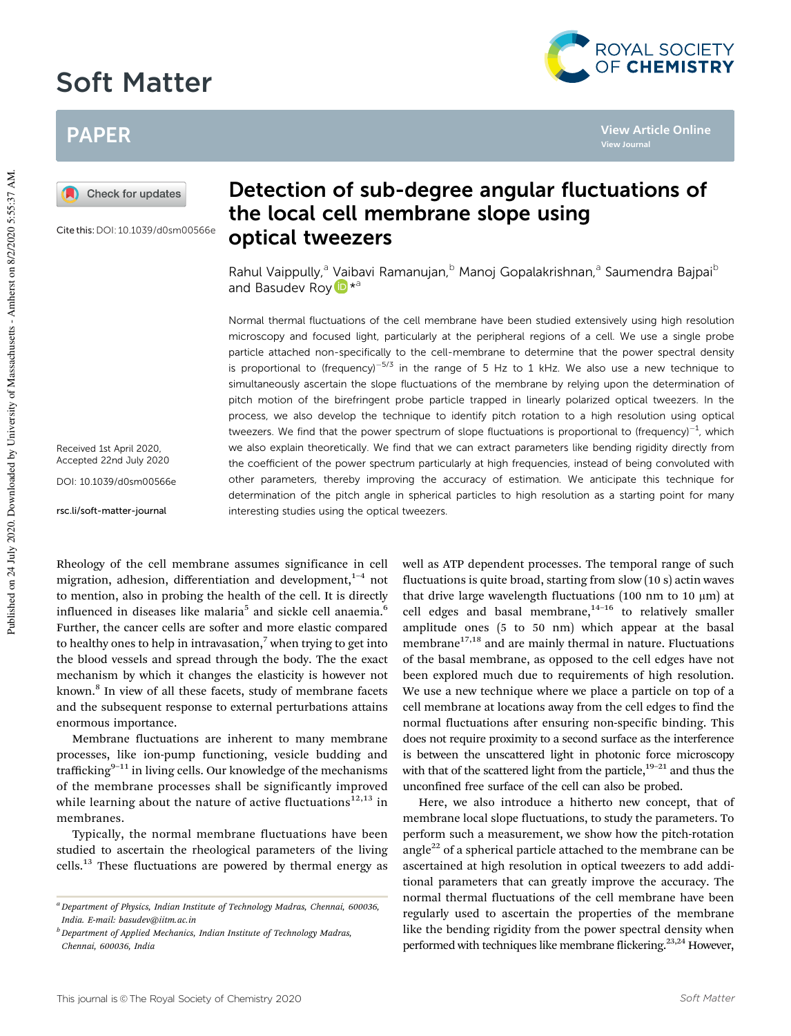# Soft Matter

## PAPER

Cite this: DOI: 10.1039/d0sm00566e

# Detection of sub-degree angular fluctuations of the local cell membrane slope using optical tweezers

Rahul Vaippully,[a] Vaibavi Ramanujan,[b] Manoj Gopalakrishnan,[a] Saumendra Bajpai[b] and Basudev Roy *[a]

Received 1st April 2020, Accepted 22nd July 2020

DOI: 10.1039/d0sm00566e

rsc.li/soft-matter-journal

Normal thermal fluctuations of the cell membrane have been studied extensively using high resolution microscopy and focused light, particularly at the peripheral regions of a cell. We use a single probe particle attached non-specifically to the cell-membrane to determine that the power spectral density is proportional to (frequency)$^{-5/3}$ in the range of 5 Hz to 1 kHz. We also use a new technique to simultaneously ascertain the slope fluctuations of the membrane by relying upon the determination of pitch motion of the birefringent probe particle trapped in linearly polarized optical tweezers. In the process, we also develop the technique to identify pitch rotation to a high resolution using optical tweezers. We find that the power spectrum of slope fluctuations is proportional to (frequency)$^{-1}$, which we also explain theoretically. We find that we can extract parameters like bending rigidity directly from the coefficient of the power spectrum particularly at high frequencies, instead of being convoluted with other parameters, thereby improving the accuracy of estimation. We anticipate this technique for determination of the pitch angle in spherical particles to high resolution as a starting point for many interesting studies using the optical tweezers.

Rheology of the cell membrane assumes significance in cell migration, adhesion, differentiation and development,[1–4] not to mention, also in probing the health of the cell. It is directly influenced in diseases like malaria[5] and sickle cell anaemia.[6] Further, the cancer cells are softer and more elastic compared to healthy ones to help in intravasation,[7] when trying to get into the blood vessels and spread through the body. The exact mechanism by which it changes the elasticity is however not known.[8] In view of all these facets, study of membrane facets and the subsequent response to external perturbations attains enormous importance.

Membrane fluctuations are inherent to many membrane processes, like ion-pump functioning, vesicle budding and trafficking[9–11] in living cells. Our knowledge of the mechanisms of the membrane processes shall be significantly improved while learning about the nature of active fluctuations[12,13] in membranes.

Typically, the normal membrane fluctuations have been studied to ascertain the rheological parameters of the living cells.[13] These fluctuations are powered by thermal energy as well as ATP dependent processes. The temporal range of such fluctuations is quite broad, starting from slow (10 s) actin waves that drive large wavelength fluctuations (100 nm to 10 μm) at cell edges and basal membrane,[14–16] to relatively smaller amplitude ones (5 to 50 nm) which appear at the basal membrane[17,18] and are mainly thermal in nature. Fluctuations of the basal membrane, as opposed to the cell edges have not been explored much due to requirements of high resolution. We use a new technique where we place a particle on top of a cell membrane at locations away from the cell edges to find the normal fluctuations after ensuring non-specific binding. This does not require proximity to a second surface as the interference is between the unscattered light in photonic force microscopy with that of the scattered light from the particle,[19–21] and thus the unconfined free surface of the cell can also be probed.

Here, we also introduce a hitherto new concept, that of membrane local slope fluctuations, to study the parameters. To perform such a measurement, we show how the pitch-rotation angle[22] of a spherical particle attached to the membrane can be ascertained at high resolution in optical tweezers to add additional parameters that can greatly improve the accuracy. The normal thermal fluctuations of the cell membrane have been regularly used to ascertain the properties of the membrane like the bending rigidity from the power spectral density when performed with techniques like membrane flickering.[23,24] However,

[a] Department of Physics, Indian Institute of Technology Madras, Chennai, 600036, India. E-mail: basudev@iitm.ac.in

[b] Department of Applied Mechanics, Indian Institute of Technology Madras, Chennai, 600036, India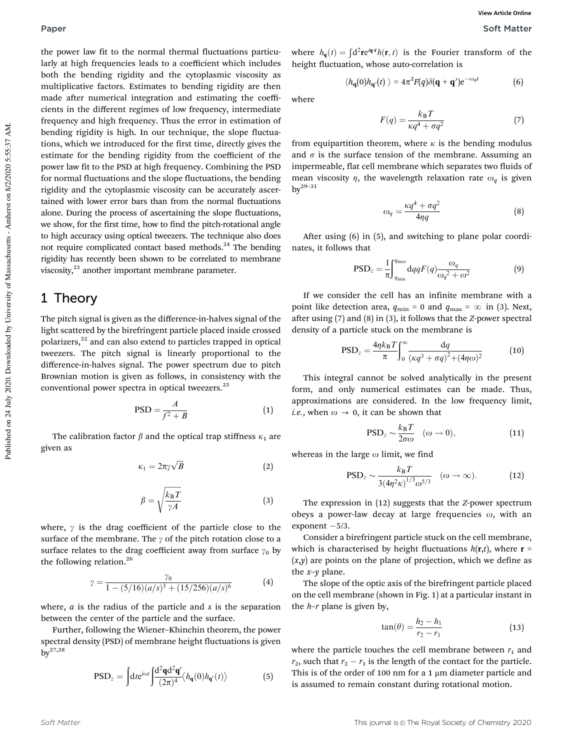the power law fit to the normal thermal fluctuations particularly at high frequencies leads to a coefficient which includes both the bending rigidity and the cytoplasmic viscosity as multiplicative factors. Estimates to bending rigidity are then made after numerical integration and estimating the coefficients in the different regimes of low frequency, intermediate frequency and high frequency. Thus the error in estimation of bending rigidity is high. In our technique, the slope fluctuations, which we introduced for the first time, directly gives the estimate for the bending rigidity from the coefficient of the power law fit to the PSD at high frequency. Combining the PSD for normal fluctuations and the slope fluctuations, the bending rigidity and the cytoplasmic viscosity can be accurately ascertained with lower error bars than from the normal fluctuations alone. During the process of ascertaining the slope fluctuations, we show, for the first time, how to find the pitch-rotational angle to high accuracy using optical tweezers. The technique also does not require complicated contact based methods.[24] The bending rigidity has recently been shown to be correlated to membrane viscosity,[23] another important membrane parameter.

# 1 Theory

The pitch signal is given as the difference-in-halves signal of the light scattered by the birefringent particle placed inside crossed polarizers,[22] and can also extend to particles trapped in optical tweezers. The pitch signal is linearly proportional to the difference-in-halves signal. The power spectrum due to pitch Brownian motion is given as follows, in consistency with the conventional power spectra in optical tweezers.[25]

$$\mathrm{PSD} = \frac{A}{f^2 + B} \tag{1}$$

The calibration factor $\beta$ and the optical trap stiffness $\kappa_1$ are given as

$$\kappa_1 = 2\pi\gamma\sqrt{B} \tag{2}$$

$$\beta = \sqrt{\frac{k_\mathrm{B}T}{\gamma A}} \tag{3}$$

where, $\gamma$ is the drag coefficient of the particle close to the surface of the membrane. The $\gamma$ of the pitch rotation close to a surface relates to the drag coefficient away from surface $\gamma_0$ by the following relation.[26]

$$\gamma = \frac{\gamma_0}{1 - (5/16)(a/s)^3 + (15/256)(a/s)^6} \tag{4}$$

where, $a$ is the radius of the particle and $s$ is the separation between the center of the particle and the surface.

Further, following the Wiener–Khinchin theorem, the power spectral density (PSD) of membrane height fluctuations is given by[27,28]

$$\mathrm{PSD}_z = \int \mathrm{d}t e^{i\omega t} \int \frac{\mathrm{d}^2\mathbf{q}\mathrm{d}^2\mathbf{q}'}{(2\pi)^4} \left\langle h_\mathbf{q}(0) h_{\mathbf{q}'}(t) \right\rangle \tag{5}$$

where $h_\mathbf{q}(t) = \int \mathrm{d}^2\mathbf{r} e^{i\mathbf{q}\cdot\mathbf{r}} h(\mathbf{r},t)$ is the Fourier transform of the height fluctuation, whose auto-correlation is

$$\langle h_\mathbf{q}(0) h_{\mathbf{q}'}(t) \rangle = 4\pi^2 F(q)\delta(\mathbf{q} + \mathbf{q}')e^{-\omega_q t} \tag{6}$$

where

$$F(q) = \frac{k_\mathrm{B}T}{\kappa q^4 + \sigma q^2} \tag{7}$$

from equipartition theorem, where $\kappa$ is the bending modulus and $\sigma$ is the surface tension of the membrane. Assuming an impermeable, flat cell membrane which separates two fluids of mean viscosity $\eta$, the wavelength relaxation rate $\omega_q$ is given by[29–31]

$$\omega_q = \frac{\kappa q^4 + \sigma q^2}{4\eta q} \tag{8}$$

After using (6) in (5), and switching to plane polar coordinates, it follows that

$$\mathrm{PSD}_z = \frac{1}{\pi} \int_{q_{\min}}^{q_{\max}} \mathrm{d}q q F(q) \frac{\omega_q}{\omega_q{}^2 + \omega^2} \tag{9}$$

If we consider the cell has an infinite membrane with a point like detection area, $q_{\min} = 0$ and $q_{\max} = \infty$ in (3). Next, after using (7) and (8) in (3), it follows that the $Z$-power spectral density of a particle stuck on the membrane is

$$\mathrm{PSD}_z = \frac{4\eta k_\mathrm{B}T}{\pi} \int_0^\infty \frac{\mathrm{d}q}{(\kappa q^3 + \sigma q)^2 + (4\eta\omega)^2} \tag{10}$$

This integral cannot be solved analytically in the present form, and only numerical estimates can be made. Thus, approximations are considered. In the low frequency limit, *i.e.*, when $\omega \to 0$, it can be shown that

$$\mathrm{PSD}_z \sim \frac{k_\mathrm{B}T}{2\sigma\omega} \quad (\omega \to 0), \tag{11}$$

whereas in the large $\omega$ limit, we find

$$\mathrm{PSD}_z \sim \frac{k_\mathrm{B}T}{3(4\eta^2\kappa)^{1/3}\omega^{5/3}} \quad (\omega \to \infty). \tag{12}$$

The expression in (12) suggests that the $Z$-power spectrum obeys a power-law decay at large frequencies $\omega$, with an exponent $-5/3$.

Consider a birefringent particle stuck on the cell membrane, which is characterised by height fluctuations $h(\mathbf{r},t)$, where $\mathbf{r} = (x,y)$ are points on the plane of projection, which we define as the $x$–$y$ plane.

The slope of the optic axis of the birefringent particle placed on the cell membrane (shown in Fig. 1) at a particular instant in the $h$–$r$ plane is given by,

$$\tan(\theta) = \frac{h_2 - h_1}{r_2 - r_1} \tag{13}$$

where the particle touches the cell membrane between $r_1$ and $r_2$, such that $r_2 - r_1$ is the length of the contact for the particle. This is of the order of 100 nm for a 1 μm diameter particle and is assumed to remain constant during rotational motion.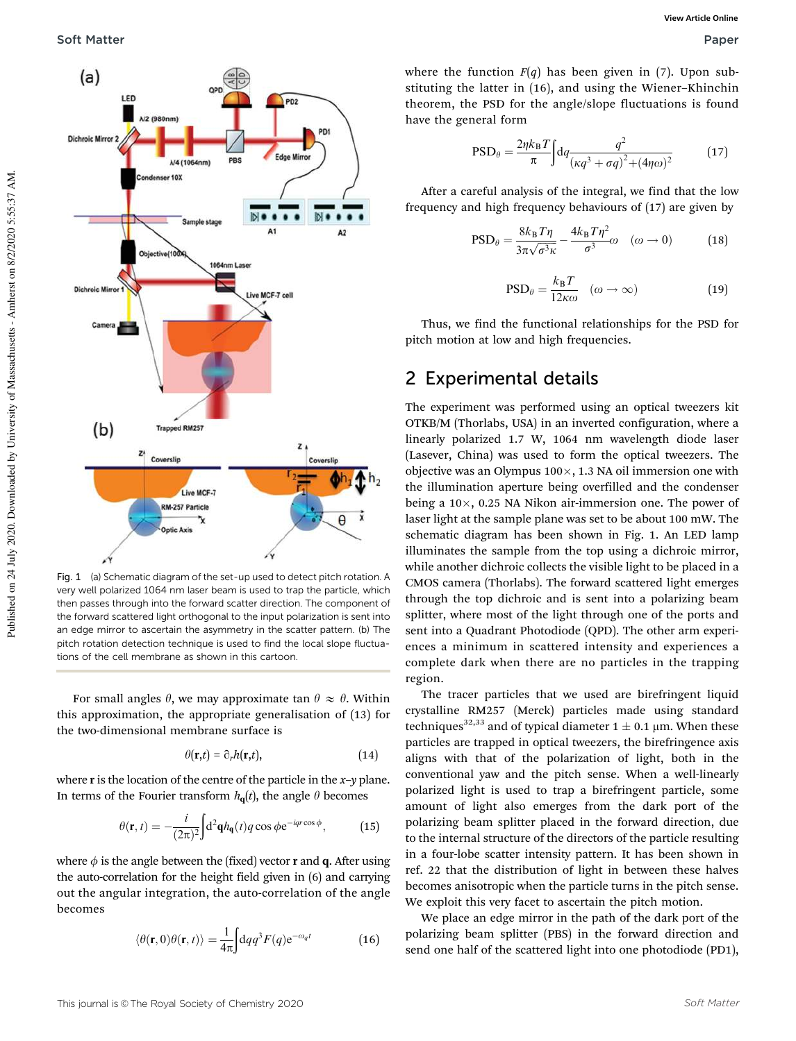Fig. 1 (a) Schematic diagram of the set-up used to detect pitch rotation. A very well polarized 1064 nm laser beam is used to trap the particle, which then passes through into the forward scatter direction. The component of the forward scattered light orthogonal to the input polarization is sent into an edge mirror to ascertain the asymmetry in the scatter pattern. (b) The pitch rotation detection technique is used to find the local slope fluctuations of the cell membrane as shown in this cartoon.

For small angles $\theta$, we may approximate $\tan\,\theta \approx \theta$. Within this approximation, the appropriate generalisation of (13) for the two-dimensional membrane surface is

$$\theta(\mathbf{r},t) = \partial_r h(\mathbf{r},t), \tag{14}$$

where $\mathbf{r}$ is the location of the centre of the particle in the $x$–$y$ plane. In terms of the Fourier transform $h_{\mathbf{q}}(t)$, the angle $\theta$ becomes

$$\theta(\mathbf{r},t) = -\frac{i}{(2\pi)^2}\int \mathrm{d}^2\mathbf{q}\, h_{\mathbf{q}}(t)\, q\cos\phi\, \mathrm{e}^{-iqr\cos\phi}, \tag{15}$$

where $\phi$ is the angle between the (fixed) vector $\mathbf{r}$ and $\mathbf{q}$. After using the auto-correlation for the height field given in (6) and carrying out the angular integration, the auto-correlation of the angle becomes

$$\langle \theta(\mathbf{r},0)\theta(\mathbf{r},t)\rangle = \frac{1}{4\pi}\int \mathrm{d}q\, q^3 F(q)\, \mathrm{e}^{-\omega_q t} \tag{16}$$

where the function $F(q)$ has been given in (7). Upon substituting the latter in (16), and using the Wiener–Khinchin theorem, the PSD for the angle/slope fluctuations is found have the general form

$$\mathrm{PSD}_\theta = \frac{2\eta k_\mathrm{B} T}{\pi}\int \mathrm{d}q \frac{q^2}{(\kappa q^3 + \sigma q)^2 + (4\eta\omega)^2} \tag{17}$$

After a careful analysis of the integral, we find that the low frequency and high frequency behaviours of (17) are given by

$$\mathrm{PSD}_\theta = \frac{8k_\mathrm{B}T\eta}{3\pi\sqrt{\sigma^3\kappa}} - \frac{4k_\mathrm{B}T\eta^2}{\sigma^3}\omega \quad (\omega \to 0) \tag{18}$$

$$\mathrm{PSD}_\theta = \frac{k_\mathrm{B}T}{12\kappa\omega} \quad (\omega \to \infty) \tag{19}$$

Thus, we find the functional relationships for the PSD for pitch motion at low and high frequencies.

## 2 Experimental details

The experiment was performed using an optical tweezers kit OTKB/M (Thorlabs, USA) in an inverted configuration, where a linearly polarized 1.7 W, 1064 nm wavelength diode laser (Lasever, China) was used to form the optical tweezers. The objective was an Olympus 100×, 1.3 NA oil immersion one with the illumination aperture being overfilled and the condenser being a 10×, 0.25 NA Nikon air-immersion one. The power of laser light at the sample plane was set to be about 100 mW. The schematic diagram has been shown in Fig. 1. An LED lamp illuminates the sample from the top using a dichroic mirror, while another dichroic collects the visible light to be placed in a CMOS camera (Thorlabs). The forward scattered light emerges through the top dichroic and is sent into a polarizing beam splitter, where most of the light through one of the ports and sent into a Quadrant Photodiode (QPD). The other arm experiences a minimum in scattered intensity and experiences a complete dark when there are no particles in the trapping region.

The tracer particles that we used are birefringent liquid crystalline RM257 (Merck) particles made using standard techniques[32,33] and of typical diameter 1 ± 0.1 μm. When these particles are trapped in optical tweezers, the birefringence axis aligns with that of the polarization of light, both in the conventional yaw and the pitch sense. When a well-linearly polarized light is used to trap a birefringent particle, some amount of light also emerges from the dark port of the polarizing beam splitter placed in the forward direction, due to the internal structure of the directors of the particle resulting in a four-lobe scatter intensity pattern. It has been shown in ref. 22 that the distribution of light in between these halves becomes anisotropic when the particle turns in the pitch sense. We exploit this very facet to ascertain the pitch motion.

We place an edge mirror in the path of the dark port of the polarizing beam splitter (PBS) in the forward direction and send one half of the scattered light into one photodiode (PD1),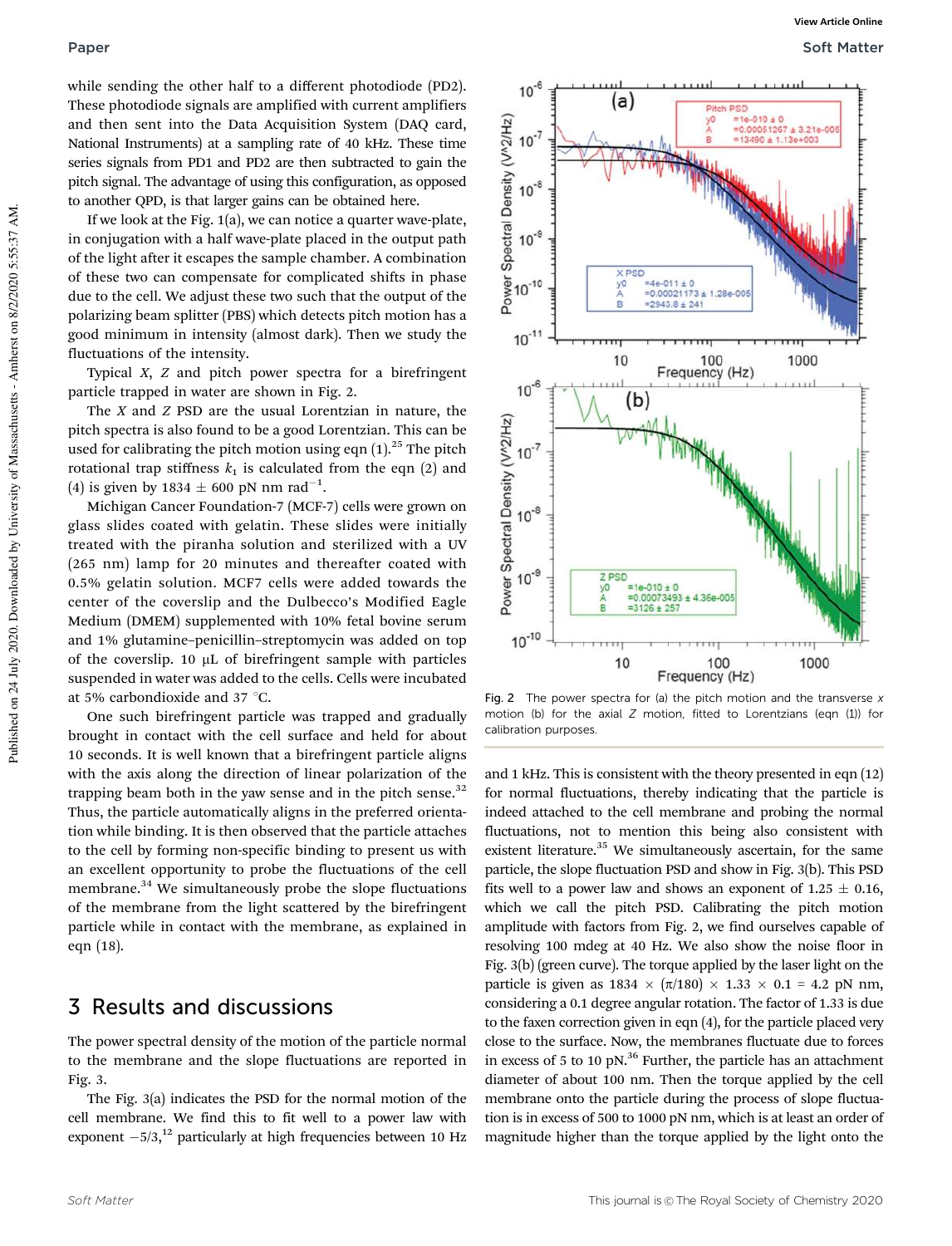while sending the other half to a different photodiode (PD2). These photodiode signals are amplified with current amplifiers and then sent into the Data Acquisition System (DAQ card, National Instruments) at a sampling rate of 40 kHz. These time series signals from PD1 and PD2 are then subtracted to gain the pitch signal. The advantage of using this configuration, as opposed to another QPD, is that larger gains can be obtained here.

If we look at the Fig. 1(a), we can notice a quarter wave-plate, in conjugation with a half wave-plate placed in the output path of the light after it escapes the sample chamber. A combination of these two can compensate for complicated shifts in phase due to the cell. We adjust these two such that the output of the polarizing beam splitter (PBS) which detects pitch motion has a good minimum in intensity (almost dark). Then we study the fluctuations of the intensity.

Typical $X$, $Z$ and pitch power spectra for a birefringent particle trapped in water are shown in Fig. 2.

The $X$ and $Z$ PSD are the usual Lorentzian in nature, the pitch spectra is also found to be a good Lorentzian. This can be used for calibrating the pitch motion using eqn (1).[25] The pitch rotational trap stiffness $k_1$ is calculated from the eqn (2) and (4) is given by $1834 \pm 600$ pN nm rad$^{-1}$.

Michigan Cancer Foundation-7 (MCF-7) cells were grown on glass slides coated with gelatin. These slides were initially treated with the piranha solution and sterilized with a UV (265 nm) lamp for 20 minutes and thereafter coated with 0.5% gelatin solution. MCF7 cells were added towards the center of the coverslip and the Dulbecco's Modified Eagle Medium (DMEM) supplemented with 10% fetal bovine serum and 1% glutamine–penicillin–streptomycin was added on top of the coverslip. 10 μL of birefringent sample with particles suspended in water was added to the cells. Cells were incubated at 5% carbondioxide and 37 °C.

One such birefringent particle was trapped and gradually brought in contact with the cell surface and held for about 10 seconds. It is well known that a birefringent particle aligns with the axis along the direction of linear polarization of the trapping beam both in the yaw sense and in the pitch sense.[32] Thus, the particle automatically aligns in the preferred orientation while binding. It is then observed that the particle attaches to the cell by forming non-specific binding to present us with an excellent opportunity to probe the fluctuations of the cell membrane.[34] We simultaneously probe the slope fluctuations of the membrane from the light scattered by the birefringent particle while in contact with the membrane, as explained in eqn (18).

## 3 Results and discussions

The power spectral density of the motion of the particle normal to the membrane and the slope fluctuations are reported in Fig. 3.

The Fig. 3(a) indicates the PSD for the normal motion of the cell membrane. We find this to fit well to a power law with exponent $-5/3$,[12] particularly at high frequencies between 10 Hz and 1 kHz. This is consistent with the theory presented in eqn (12) for normal fluctuations, thereby indicating that the particle is indeed attached to the cell membrane and probing the normal fluctuations, not to mention this being also consistent with existent literature.[35] We simultaneously ascertain, for the same particle, the slope fluctuation PSD and show in Fig. 3(b). This PSD fits well to a power law and shows an exponent of $1.25 \pm 0.16$, which we call the pitch PSD. Calibrating the pitch motion amplitude with factors from Fig. 2, we find ourselves capable of resolving 100 mdeg at 40 Hz. We also show the noise floor in Fig. 3(b) (green curve). The torque applied by the laser light on the particle is given as $1834 \times (\pi/180) \times 1.33 \times 0.1 = 4.2$ pN nm, considering a 0.1 degree angular rotation. The factor of 1.33 is due to the faxen correction given in eqn (4), for the particle placed very close to the surface. Now, the membranes fluctuate due to forces in excess of 5 to 10 pN.[36] Further, the particle has an attachment diameter of about 100 nm. Then the torque applied by the cell membrane onto the particle during the process of slope fluctuation is in excess of 500 to 1000 pN nm, which is at least an order of magnitude higher than the torque applied by the light onto the

Fig. 2 The power spectra for (a) the pitch motion and the transverse $x$ motion (b) for the axial $Z$ motion, fitted to Lorentzians (eqn (1)) for calibration purposes.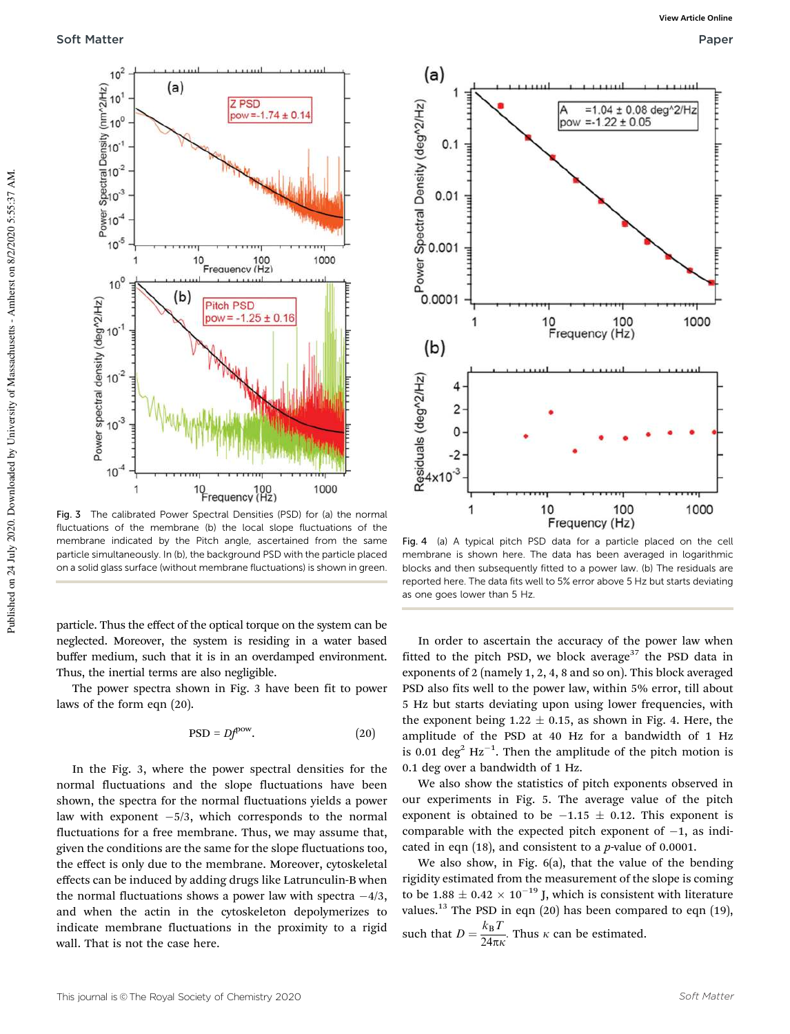Fig. 3 The calibrated Power Spectral Densities (PSD) for (a) the normal fluctuations of the membrane (b) the local slope fluctuations of the membrane indicated by the Pitch angle, ascertained from the same particle simultaneously. In (b), the background PSD with the particle placed on a solid glass surface (without membrane fluctuations) is shown in green.

Fig. 4 (a) A typical pitch PSD data for a particle placed on the cell membrane is shown here. The data has been averaged in logarithmic blocks and then subsequently fitted to a power law. (b) The residuals are reported here. The data fits well to 5% error above 5 Hz but starts deviating as one goes lower than 5 Hz.

particle. Thus the effect of the optical torque on the system can be neglected. Moreover, the system is residing in a water based buffer medium, such that it is in an overdamped environment. Thus, the inertial terms are also negligible.

The power spectra shown in Fig. 3 have been fit to power laws of the form eqn (20).

$$\mathrm{PSD} = Df^{\mathrm{pow}}. \tag{20}$$

In the Fig. 3, where the power spectral densities for the normal fluctuations and the slope fluctuations have been shown, the spectra for the normal fluctuations yields a power law with exponent $-5/3$, which corresponds to the normal fluctuations for a free membrane. Thus, we may assume that, given the conditions are the same for the slope fluctuations too, the effect is only due to the membrane. Moreover, cytoskeletal effects can be induced by adding drugs like Latrunculin-B when the normal fluctuations shows a power law with spectra $-4/3$, and when the actin in the cytoskeleton depolymerizes to indicate membrane fluctuations in the proximity to a rigid wall. That is not the case here.

In order to ascertain the accuracy of the power law when fitted to the pitch PSD, we block average[37] the PSD data in exponents of 2 (namely 1, 2, 4, 8 and so on). This block averaged PSD also fits well to the power law, within 5% error, till about 5 Hz but starts deviating upon using lower frequencies, with the exponent being $1.22 \pm 0.15$, as shown in Fig. 4. Here, the amplitude of the PSD at 40 Hz for a bandwidth of 1 Hz is 0.01 $\mathrm{deg}^2\ \mathrm{Hz}^{-1}$. Then the amplitude of the pitch motion is 0.1 deg over a bandwidth of 1 Hz.

We also show the statistics of pitch exponents observed in our experiments in Fig. 5. The average value of the pitch exponent is obtained to be $-1.15 \pm 0.12$. This exponent is comparable with the expected pitch exponent of $-1$, as indicated in eqn (18), and consistent to a $p$-value of 0.0001.

We also show, in Fig. 6(a), that the value of the bending rigidity estimated from the measurement of the slope is coming to be $1.88 \pm 0.42 \times 10^{-19}$ J, which is consistent with literature values.[13] The PSD in eqn (20) has been compared to eqn (19), such that $D = \dfrac{k_{\mathrm{B}}T}{24\pi\kappa}$. Thus $\kappa$ can be estimated.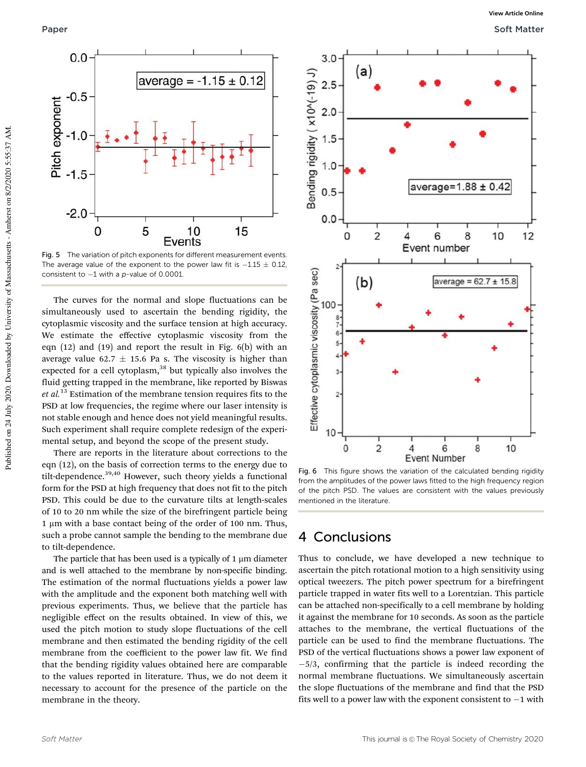Fig. 5 The variation of pitch exponents for different measurement events. The average value of the exponent to the power law fit is $-1.15 \pm 0.12$, consistent to $-1$ with a $p$-value of 0.0001.

The curves for the normal and slope fluctuations can be simultaneously used to ascertain the bending rigidity, the cytoplasmic viscosity and the surface tension at high accuracy. We estimate the effective cytoplasmic viscosity from the eqn (12) and (19) and report the result in Fig. 6(b) with an average value $62.7 \pm 15.6$ Pa s. The viscosity is higher than expected for a cell cytoplasm,[38] but typically also involves the fluid getting trapped in the membrane, like reported by Biswas *et al.*[13] Estimation of the membrane tension requires fits to the PSD at low frequencies, the regime where our laser intensity is not stable enough and hence does not yield meaningful results. Such experiment shall require complete redesign of the experimental setup, and beyond the scope of the present study.

There are reports in the literature about corrections to the eqn (12), on the basis of correction terms to the energy due to tilt-dependence.[39,40] However, such theory yields a functional form for the PSD at high frequency that does not fit to the pitch PSD. This could be due to the curvature tilts at length-scales of 10 to 20 nm while the size of the birefringent particle being 1 μm with a base contact being of the order of 100 nm. Thus, such a probe cannot sample the bending to the membrane due to tilt-dependence.

The particle that has been used is a typically of 1 μm diameter and is well attached to the membrane by non-specific binding. The estimation of the normal fluctuations yields a power law with the amplitude and the exponent both matching well with previous experiments. Thus, we believe that the particle has negligible effect on the results obtained. In view of this, we used the pitch motion to study slope fluctuations of the cell membrane and then estimated the bending rigidity of the cell membrane from the coefficient to the power law fit. We find that the bending rigidity values obtained here are comparable to the values reported in literature. Thus, we do not deem it necessary to account for the presence of the particle on the membrane in the theory.

Fig. 6 This figure shows the variation of the calculated bending rigidity from the amplitudes of the power laws fitted to the high frequency region of the pitch PSD. The values are consistent with the values previously mentioned in the literature.

## 4 Conclusions

Thus to conclude, we have developed a new technique to ascertain the pitch rotational motion to a high sensitivity using optical tweezers. The pitch power spectrum for a birefringent particle trapped in water fits well to a Lorentzian. This particle can be attached non-specifically to a cell membrane by holding it against the membrane for 10 seconds. As soon as the particle attaches to the membrane, the vertical fluctuations of the particle can be used to find the membrane fluctuations. The PSD of the vertical fluctuations shows a power law exponent of $-5/3$, confirming that the particle is indeed recording the normal membrane fluctuations. We simultaneously ascertain the slope fluctuations of the membrane and find that the PSD fits well to a power law with the exponent consistent to $-1$ with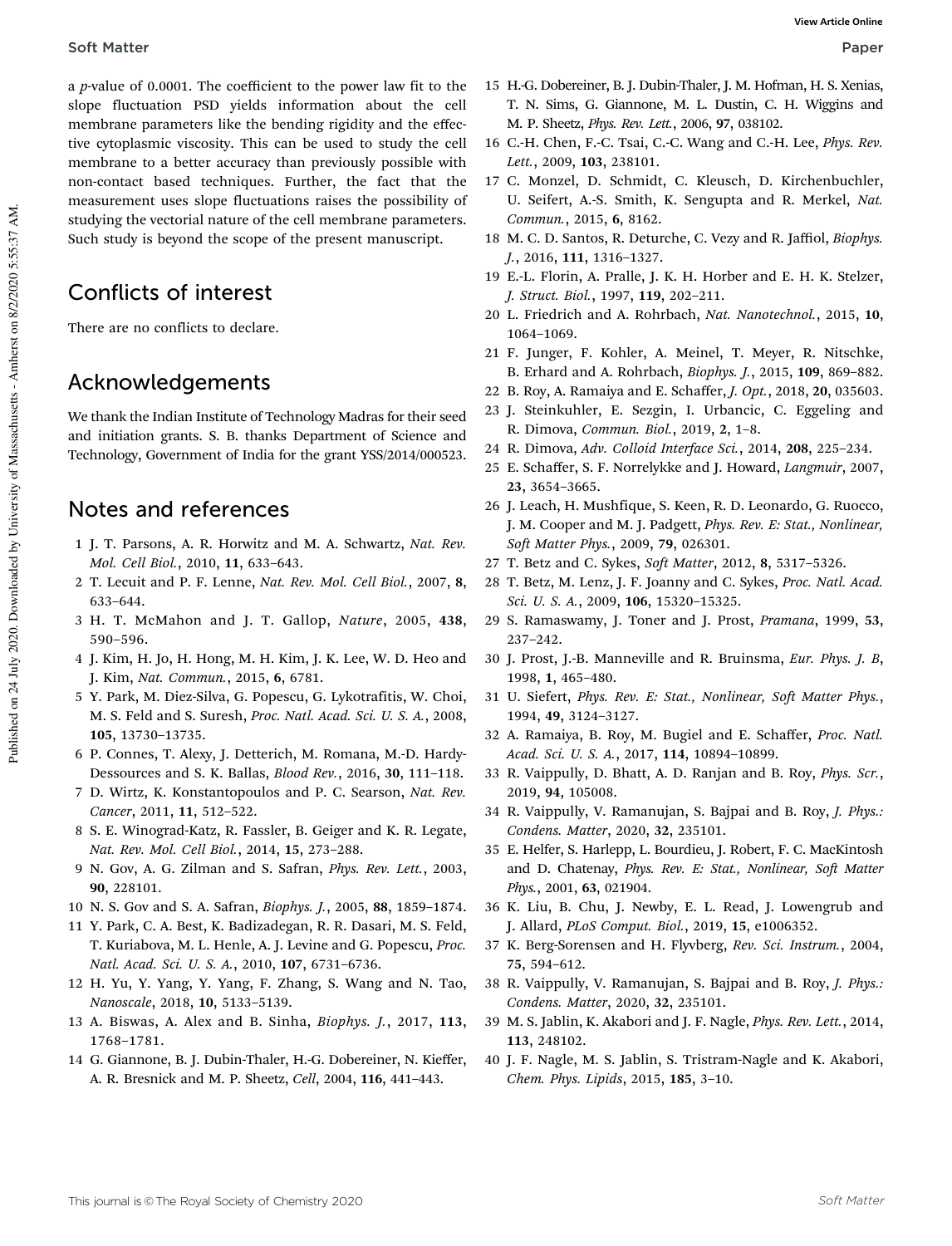a $p$-value of 0.0001. The coefficient to the power law fit to the slope fluctuation PSD yields information about the cell membrane parameters like the bending rigidity and the effective cytoplasmic viscosity. This can be used to study the cell membrane to a better accuracy than previously possible with non-contact based techniques. Further, the fact that the measurement uses slope fluctuations raises the possibility of studying the vectorial nature of the cell membrane parameters. Such study is beyond the scope of the present manuscript.

## Conflicts of interest

There are no conflicts to declare.

## Acknowledgements

We thank the Indian Institute of Technology Madras for their seed and initiation grants. S. B. thanks Department of Science and Technology, Government of India for the grant YSS/2014/000523.

## Notes and references

1 J. T. Parsons, A. R. Horwitz and M. A. Schwartz, *Nat. Rev. Mol. Cell Biol.*, 2010, **11**, 633–643.
2 T. Lecuit and P. F. Lenne, *Nat. Rev. Mol. Cell Biol.*, 2007, **8**, 633–644.
3 H. T. McMahon and J. T. Gallop, *Nature*, 2005, **438**, 590–596.
4 J. Kim, H. Jo, H. Hong, M. H. Kim, J. K. Lee, W. D. Heo and J. Kim, *Nat. Commun.*, 2015, **6**, 6781.
5 Y. Park, M. Diez-Silva, G. Popescu, G. Lykotrafitis, W. Choi, M. S. Feld and S. Suresh, *Proc. Natl. Acad. Sci. U. S. A.*, 2008, **105**, 13730–13735.
6 P. Connes, T. Alexy, J. Detterich, M. Romana, M.-D. Hardy-Dessources and S. K. Ballas, *Blood Rev.*, 2016, **30**, 111–118.
7 D. Wirtz, K. Konstantopoulos and P. C. Searson, *Nat. Rev. Cancer*, 2011, **11**, 512–522.
8 S. E. Winograd-Katz, R. Fassler, B. Geiger and K. R. Legate, *Nat. Rev. Mol. Cell Biol.*, 2014, **15**, 273–288.
9 N. Gov, A. G. Zilman and S. Safran, *Phys. Rev. Lett.*, 2003, **90**, 228101.
10 N. S. Gov and S. A. Safran, *Biophys. J.*, 2005, **88**, 1859–1874.
11 Y. Park, C. A. Best, K. Badizadegan, R. R. Dasari, M. S. Feld, T. Kuriabova, M. L. Henle, A. J. Levine and G. Popescu, *Proc. Natl. Acad. Sci. U. S. A.*, 2010, **107**, 6731–6736.
12 H. Yu, Y. Yang, Y. Zhang, S. Wang and N. Tao, *Nanoscale*, 2018, **10**, 5133–5139.
13 A. Biswas, A. Alex and B. Sinha, *Biophys. J.*, 2017, **113**, 1768–1781.
14 G. Giannone, B. J. Dubin-Thaler, H.-G. Dobereiner, N. Kieffer, A. R. Bresnick and M. P. Sheetz, *Cell*, 2004, **116**, 441–443.
15 H.-G. Dobereiner, B. J. Dubin-Thaler, J. M. Hofman, H. S. Xenias, T. N. Sims, G. Giannone, M. L. Dustin, C. H. Wiggins and M. P. Sheetz, *Phys. Rev. Lett.*, 2006, **97**, 038102.
16 C.-H. Chen, F.-C. Tsai, C.-C. Wang and C.-H. Lee, *Phys. Rev. Lett.*, 2009, **103**, 238101.
17 C. Monzel, D. Schmidt, C. Kleusch, D. Kirchenbuchler, U. Seifert, A.-S. Smith, K. Sengupta and R. Merkel, *Nat. Commun.*, 2015, **6**, 8162.
18 M. C. D. Santos, R. Deturche, C. Vezy and R. Jaffiol, *Biophys. J.*, 2016, **111**, 1316–1327.
19 E.-L. Florin, A. Pralle, J. K. H. Horber and E. H. K. Stelzer, *J. Struct. Biol.*, 1997, **119**, 202–211.
20 L. Friedrich and A. Rohrbach, *Nat. Nanotechnol.*, 2015, **10**, 1064–1069.
21 F. Junger, F. Kohler, A. Meinel, T. Meyer, R. Nitschke, B. Erhard and A. Rohrbach, *Biophys. J.*, 2015, **109**, 869–882.
22 B. Roy, A. Ramaiya and E. Schaffer, *J. Opt.*, 2018, **20**, 035603.
23 J. Steinkuhler, E. Sezgin, I. Urbancic, C. Eggeling and R. Dimova, *Commun. Biol.*, 2019, **2**, 1–8.
24 R. Dimova, *Adv. Colloid Interface Sci.*, 2014, **208**, 225–234.
25 E. Schaffer, S. F. Norrelykke and J. Howard, *Langmuir*, 2007, **23**, 3654–3665.
26 J. Leach, H. Mushfique, S. Keen, R. D. Leonardo, G. Ruocco, J. M. Cooper and M. J. Padgett, *Phys. Rev. E: Stat., Nonlinear, Soft Matter Phys.*, 2009, **79**, 026301.
27 T. Betz and C. Sykes, *Soft Matter*, 2012, **8**, 5317–5326.
28 T. Betz, M. Lenz, J. F. Joanny and C. Sykes, *Proc. Natl. Acad. Sci. U. S. A.*, 2009, **106**, 15320–15325.
29 S. Ramaswamy, J. Toner and J. Prost, *Pramana*, 1999, **53**, 237–242.
30 J. Prost, J.-B. Manneville and R. Bruinsma, *Eur. Phys. J. B*, 1998, **1**, 465–480.
31 U. Siefert, *Phys. Rev. E: Stat., Nonlinear, Soft Matter Phys.*, 1994, **49**, 3124–3127.
32 A. Ramaiya, B. Roy, M. Bugiel and E. Schaffer, *Proc. Natl. Acad. Sci. U. S. A.*, 2017, **114**, 10894–10899.
33 R. Vaippully, D. Bhatt, A. D. Ranjan and B. Roy, *Phys. Scr.*, 2019, **94**, 105008.
34 R. Vaippully, V. Ramanujan, S. Bajpai and B. Roy, *J. Phys.: Condens. Matter*, 2020, **32**, 235101.
35 E. Helfer, S. Harlepp, L. Bourdieu, J. Robert, F. C. MacKintosh and D. Chatenay, *Phys. Rev. E: Stat., Nonlinear, Soft Matter Phys.*, 2001, **63**, 021904.
36 K. Liu, B. Chu, J. Newby, E. L. Read, J. Lowengrub and J. Allard, *PLoS Comput. Biol.*, 2019, **15**, e1006352.
37 K. Berg-Sorensen and H. Flyvberg, *Rev. Sci. Instrum.*, 2004, **75**, 594–612.
38 R. Vaippully, V. Ramanujan, S. Bajpai and B. Roy, *J. Phys.: Condens. Matter*, 2020, **32**, 235101.
39 M. S. Jablin, K. Akabori and J. F. Nagle, *Phys. Rev. Lett.*, 2014, **113**, 248102.
40 J. F. Nagle, M. S. Jablin, S. Tristram-Nagle and K. Akabori, *Chem. Phys. Lipids*, 2015, **185**, 3–10.